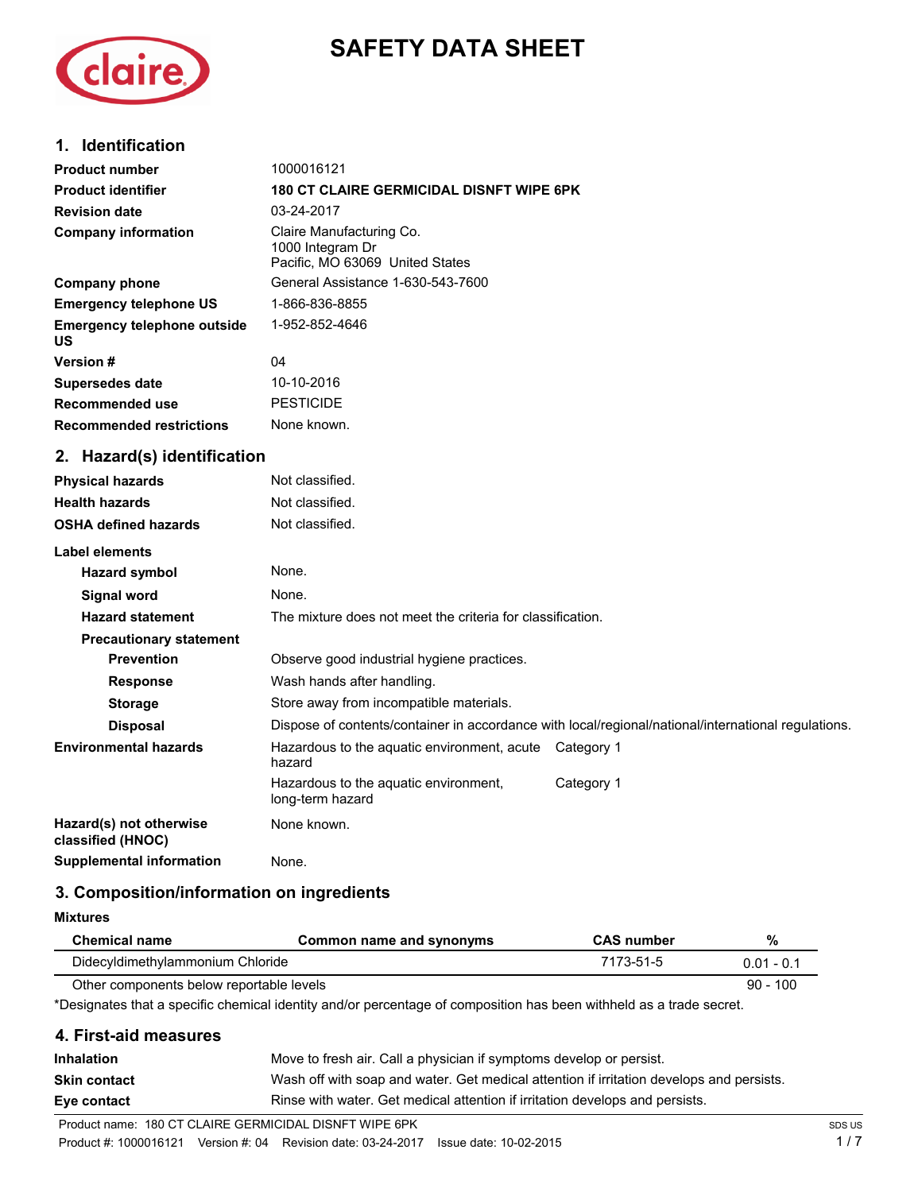# SAFETY DATA SHEET

## 1. Identification

| | |
|---|---|
| **Product number** | 1000016121 |
| **Product identifier** | **180 CT CLAIRE GERMICIDAL DISNFT WIPE 6PK** |
| **Revision date** | 03-24-2017 |
| **Company information** | Claire Manufacturing Co.<br>1000 Integram Dr<br>Pacific, MO 63069 United States |
| **Company phone** | General Assistance 1-630-543-7600 |
| **Emergency telephone US** | 1-866-836-8855 |
| **Emergency telephone outside US** | 1-952-852-4646 |
| **Version #** | 04 |
| **Supersedes date** | 10-10-2016 |
| **Recommended use** | PESTICIDE |
| **Recommended restrictions** | None known. |

## 2. Hazard(s) identification

| | |
|---|---|
| **Physical hazards** | Not classified. |
| **Health hazards** | Not classified. |
| **OSHA defined hazards** | Not classified. |

**Label elements**

| | |
|---|---|
| **Hazard symbol** | None. |
| **Signal word** | None. |
| **Hazard statement** | The mixture does not meet the criteria for classification. |

**Precautionary statement**

| | |
|---|---|
| **Prevention** | Observe good industrial hygiene practices. |
| **Response** | Wash hands after handling. |
| **Storage** | Store away from incompatible materials. |
| **Disposal** | Dispose of contents/container in accordance with local/regional/national/international regulations. |

| | | |
|---|---|---|
| **Environmental hazards** | Hazardous to the aquatic environment, acute hazard | Category 1 |
| | Hazardous to the aquatic environment, long-term hazard | Category 1 |

| | |
|---|---|
| **Hazard(s) not otherwise classified (HNOC)** | None known. |
| **Supplemental information** | None. |

## 3. Composition/information on ingredients

**Mixtures**

| Chemical name | Common name and synonyms | CAS number | % |
|---|---|---|---|
| Didecyldimethylammonium Chloride | | 7173-51-5 | 0.01 - 0.1 |
| Other components below reportable levels | | | 90 - 100 |

*Designates that a specific chemical identity and/or percentage of composition has been withheld as a trade secret.

## 4. First-aid measures

| | |
|---|---|
| **Inhalation** | Move to fresh air. Call a physician if symptoms develop or persist. |
| **Skin contact** | Wash off with soap and water. Get medical attention if irritation develops and persists. |
| **Eye contact** | Rinse with water. Get medical attention if irritation develops and persists. |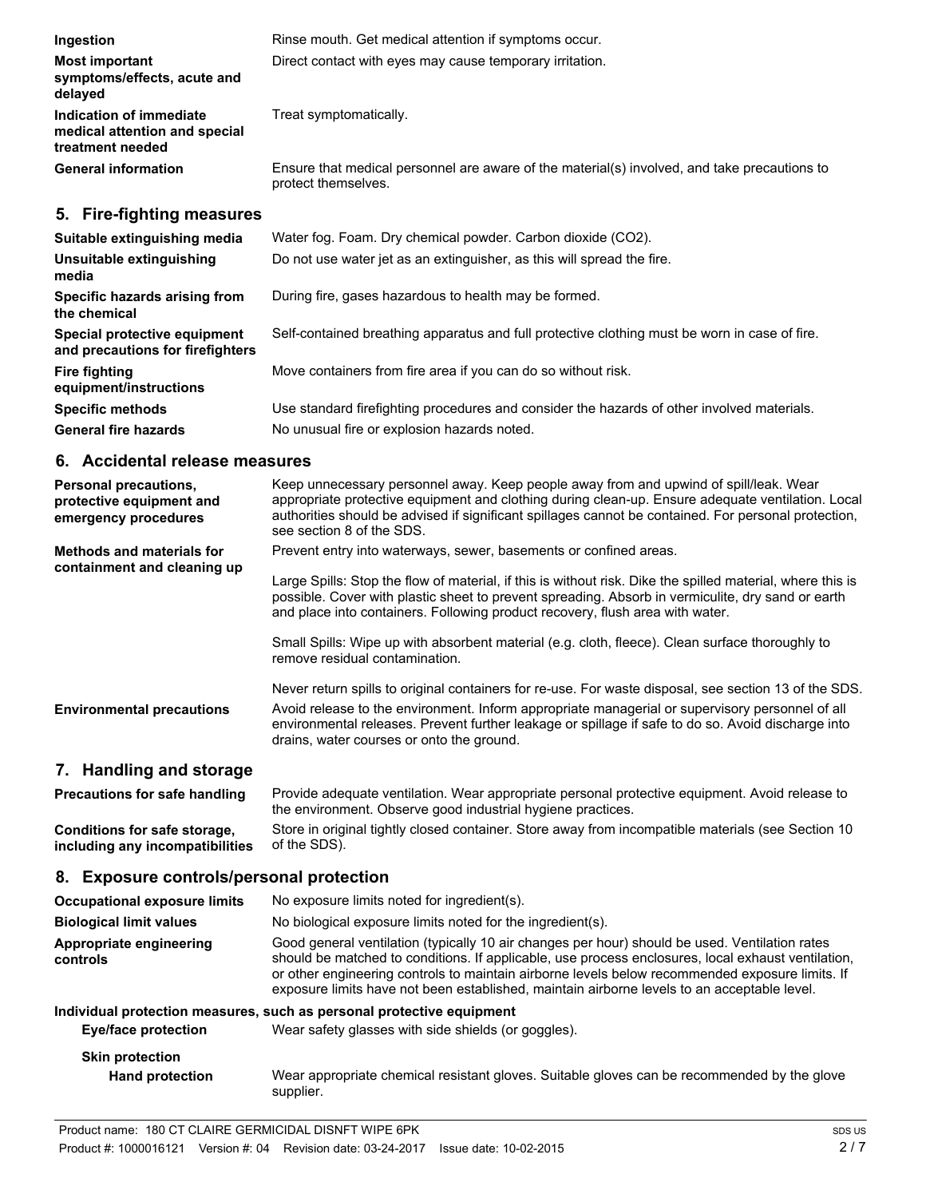| | |
|---|---|
| **Ingestion** | Rinse mouth. Get medical attention if symptoms occur. |
| **Most important symptoms/effects, acute and delayed** | Direct contact with eyes may cause temporary irritation. |
| **Indication of immediate medical attention and special treatment needed** | Treat symptomatically. |
| **General information** | Ensure that medical personnel are aware of the material(s) involved, and take precautions to protect themselves. |

## 5. Fire-fighting measures

| | |
|---|---|
| **Suitable extinguishing media** | Water fog. Foam. Dry chemical powder. Carbon dioxide ($CO_2$). |
| **Unsuitable extinguishing media** | Do not use water jet as an extinguisher, as this will spread the fire. |
| **Specific hazards arising from the chemical** | During fire, gases hazardous to health may be formed. |
| **Special protective equipment and precautions for firefighters** | Self-contained breathing apparatus and full protective clothing must be worn in case of fire. |
| **Fire fighting equipment/instructions** | Move containers from fire area if you can do so without risk. |
| **Specific methods** | Use standard firefighting procedures and consider the hazards of other involved materials. |
| **General fire hazards** | No unusual fire or explosion hazards noted. |

## 6. Accidental release measures

**Personal precautions, protective equipment and emergency procedures**

Keep unnecessary personnel away. Keep people away from and upwind of spill/leak. Wear appropriate protective equipment and clothing during clean-up. Ensure adequate ventilation. Local authorities should be advised if significant spillages cannot be contained. For personal protection, see section 8 of the SDS.

**Methods and materials for containment and cleaning up**

Prevent entry into waterways, sewer, basements or confined areas.

Large Spills: Stop the flow of material, if this is without risk. Dike the spilled material, where this is possible. Cover with plastic sheet to prevent spreading. Absorb in vermiculite, dry sand or earth and place into containers. Following product recovery, flush area with water.

Small Spills: Wipe up with absorbent material (e.g. cloth, fleece). Clean surface thoroughly to remove residual contamination.

Never return spills to original containers for re-use. For waste disposal, see section 13 of the SDS.

**Environmental precautions**

Avoid release to the environment. Inform appropriate managerial or supervisory personnel of all environmental releases. Prevent further leakage or spillage if safe to do so. Avoid discharge into drains, water courses or onto the ground.

## 7. Handling and storage

| | |
|---|---|
| **Precautions for safe handling** | Provide adequate ventilation. Wear appropriate personal protective equipment. Avoid release to the environment. Observe good industrial hygiene practices. |
| **Conditions for safe storage, including any incompatibilities** | Store in original tightly closed container. Store away from incompatible materials (see Section 10 of the SDS). |

## 8. Exposure controls/personal protection

| | |
|---|---|
| **Occupational exposure limits** | No exposure limits noted for ingredient(s). |
| **Biological limit values** | No biological exposure limits noted for the ingredient(s). |
| **Appropriate engineering controls** | Good general ventilation (typically 10 air changes per hour) should be used. Ventilation rates should be matched to conditions. If applicable, use process enclosures, local exhaust ventilation, or other engineering controls to maintain airborne levels below recommended exposure limits. If exposure limits have not been established, maintain airborne levels to an acceptable level. |

**Individual protection measures, such as personal protective equipment**

**Eye/face protection**

Wear safety glasses with side shields (or goggles).

**Skin protection**

**Hand protection**

Wear appropriate chemical resistant gloves. Suitable gloves can be recommended by the glove supplier.

Product name: 180 CT CLAIRE GERMICIDAL DISNFT WIPE 6PK
Product #: 1000016121 Version #: 04 Revision date: 03-24-2017 Issue date: 10-02-2015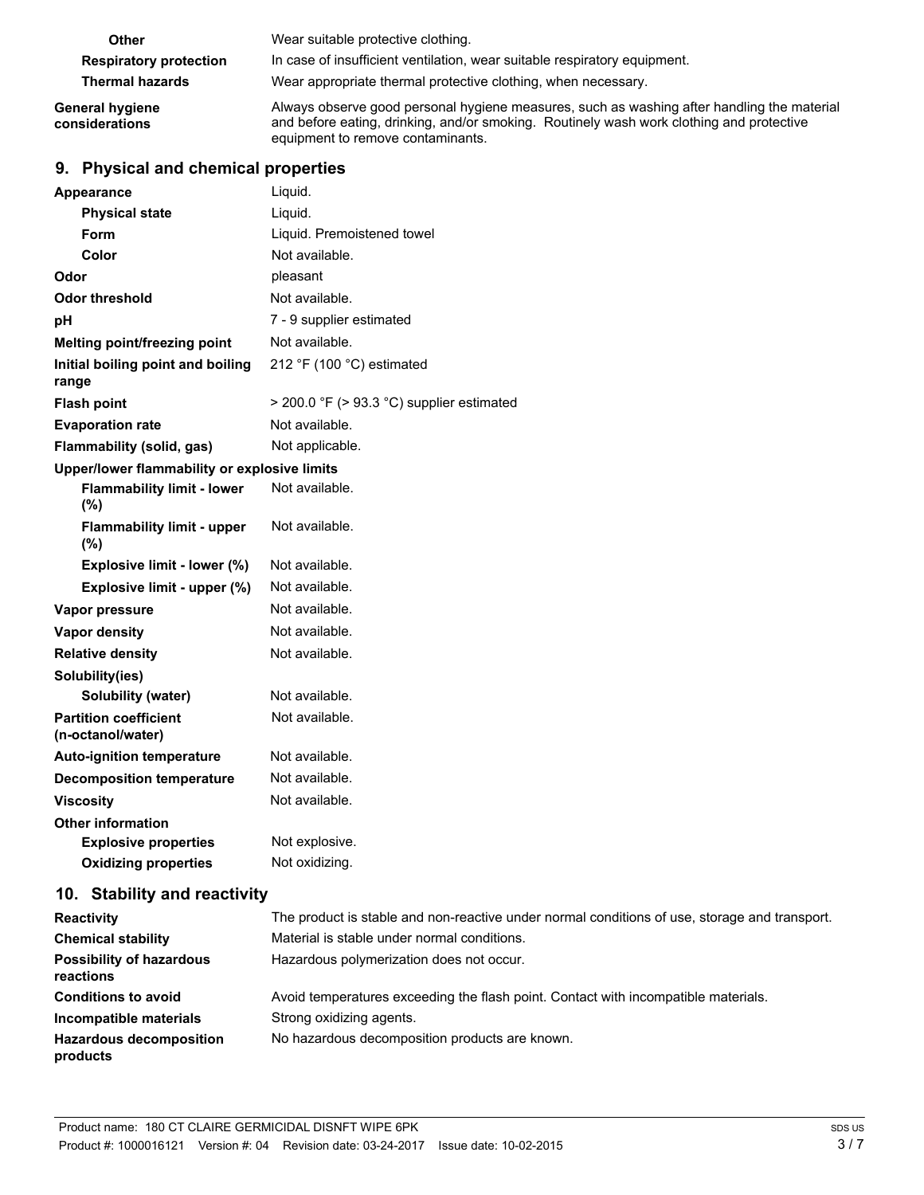| | |
|---|---|
| **Other** | Wear suitable protective clothing. |
| **Respiratory protection** | In case of insufficient ventilation, wear suitable respiratory equipment. |
| **Thermal hazards** | Wear appropriate thermal protective clothing, when necessary. |
| **General hygiene considerations** | Always observe good personal hygiene measures, such as washing after handling the material and before eating, drinking, and/or smoking. Routinely wash work clothing and protective equipment to remove contaminants. |

## 9. Physical and chemical properties

| | |
|---|---|
| **Appearance** | Liquid. |
| **Physical state** | Liquid. |
| **Form** | Liquid. Premoistened towel |
| **Color** | Not available. |
| **Odor** | pleasant |
| **Odor threshold** | Not available. |
| **pH** | 7 - 9 supplier estimated |
| **Melting point/freezing point** | Not available. |
| **Initial boiling point and boiling range** | 212 °F (100 °C) estimated |
| **Flash point** | > 200.0 °F (> 93.3 °C) supplier estimated |
| **Evaporation rate** | Not available. |
| **Flammability (solid, gas)** | Not applicable. |
| **Upper/lower flammability or explosive limits** | |
| **Flammability limit - lower (%)** | Not available. |
| **Flammability limit - upper (%)** | Not available. |
| **Explosive limit - lower (%)** | Not available. |
| **Explosive limit - upper (%)** | Not available. |
| **Vapor pressure** | Not available. |
| **Vapor density** | Not available. |
| **Relative density** | Not available. |
| **Solubility(ies)** | |
| **Solubility (water)** | Not available. |
| **Partition coefficient (n-octanol/water)** | Not available. |
| **Auto-ignition temperature** | Not available. |
| **Decomposition temperature** | Not available. |
| **Viscosity** | Not available. |
| **Other information** | |
| **Explosive properties** | Not explosive. |
| **Oxidizing properties** | Not oxidizing. |

## 10. Stability and reactivity

| | |
|---|---|
| **Reactivity** | The product is stable and non-reactive under normal conditions of use, storage and transport. |
| **Chemical stability** | Material is stable under normal conditions. |
| **Possibility of hazardous reactions** | Hazardous polymerization does not occur. |
| **Conditions to avoid** | Avoid temperatures exceeding the flash point. Contact with incompatible materials. |
| **Incompatible materials** | Strong oxidizing agents. |
| **Hazardous decomposition products** | No hazardous decomposition products are known. |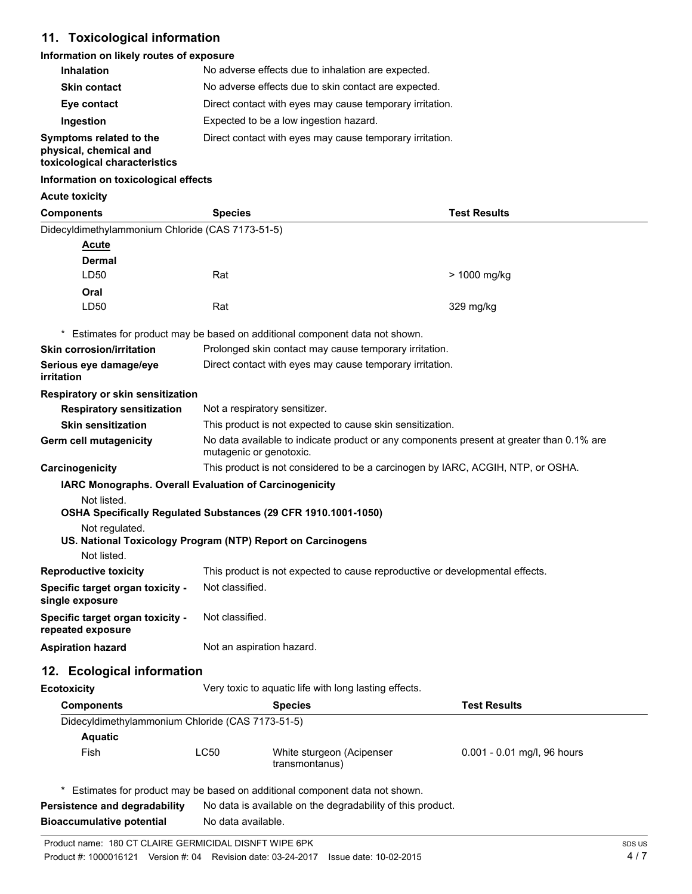## 11. Toxicological information

### Information on likely routes of exposure

| | |
|---|---|
| **Inhalation** | No adverse effects due to inhalation are expected. |
| **Skin contact** | No adverse effects due to skin contact are expected. |
| **Eye contact** | Direct contact with eyes may cause temporary irritation. |
| **Ingestion** | Expected to be a low ingestion hazard. |
| **Symptoms related to the physical, chemical and toxicological characteristics** | Direct contact with eyes may cause temporary irritation. |

### Information on toxicological effects

**Acute toxicity**

| Components | Species | Test Results |
|---|---|---|
| Didecyldimethylammonium Chloride (CAS 7173-51-5) | | |
| <u>**Acute**</u> | | |
| **Dermal** | | |
| LD50 | Rat | > 1000 mg/kg |
| **Oral** | | |
| LD50 | Rat | 329 mg/kg |

\* Estimates for product may be based on additional component data not shown.

| | |
|---|---|
| **Skin corrosion/irritation** | Prolonged skin contact may cause temporary irritation. |
| **Serious eye damage/eye irritation** | Direct contact with eyes may cause temporary irritation. |

**Respiratory or skin sensitization**

| | |
|---|---|
| **Respiratory sensitization** | Not a respiratory sensitizer. |
| **Skin sensitization** | This product is not expected to cause skin sensitization. |
| **Germ cell mutagenicity** | No data available to indicate product or any components present at greater than 0.1% are mutagenic or genotoxic. |
| **Carcinogenicity** | This product is not considered to be a carcinogen by IARC, ACGIH, NTP, or OSHA. |

**IARC Monographs. Overall Evaluation of Carcinogenicity**

Not listed.

**OSHA Specifically Regulated Substances (29 CFR 1910.1001-1050)**

Not regulated.

**US. National Toxicology Program (NTP) Report on Carcinogens**

Not listed.

| | |
|---|---|
| **Reproductive toxicity** | This product is not expected to cause reproductive or developmental effects. |
| **Specific target organ toxicity - single exposure** | Not classified. |
| **Specific target organ toxicity - repeated exposure** | Not classified. |
| **Aspiration hazard** | Not an aspiration hazard. |

## 12. Ecological information

**Ecotoxicity** Very toxic to aquatic life with long lasting effects.

| Components | | Species | Test Results |
|---|---|---|---|
| Didecyldimethylammonium Chloride (CAS 7173-51-5) | | | |
| **Aquatic** | | | |
| Fish | LC50 | White sturgeon (Acipenser transmontanus) | 0.001 - 0.01 mg/l, 96 hours |

\* Estimates for product may be based on additional component data not shown.

| | |
|---|---|
| **Persistence and degradability** | No data is available on the degradability of this product. |
| **Bioaccumulative potential** | No data available. |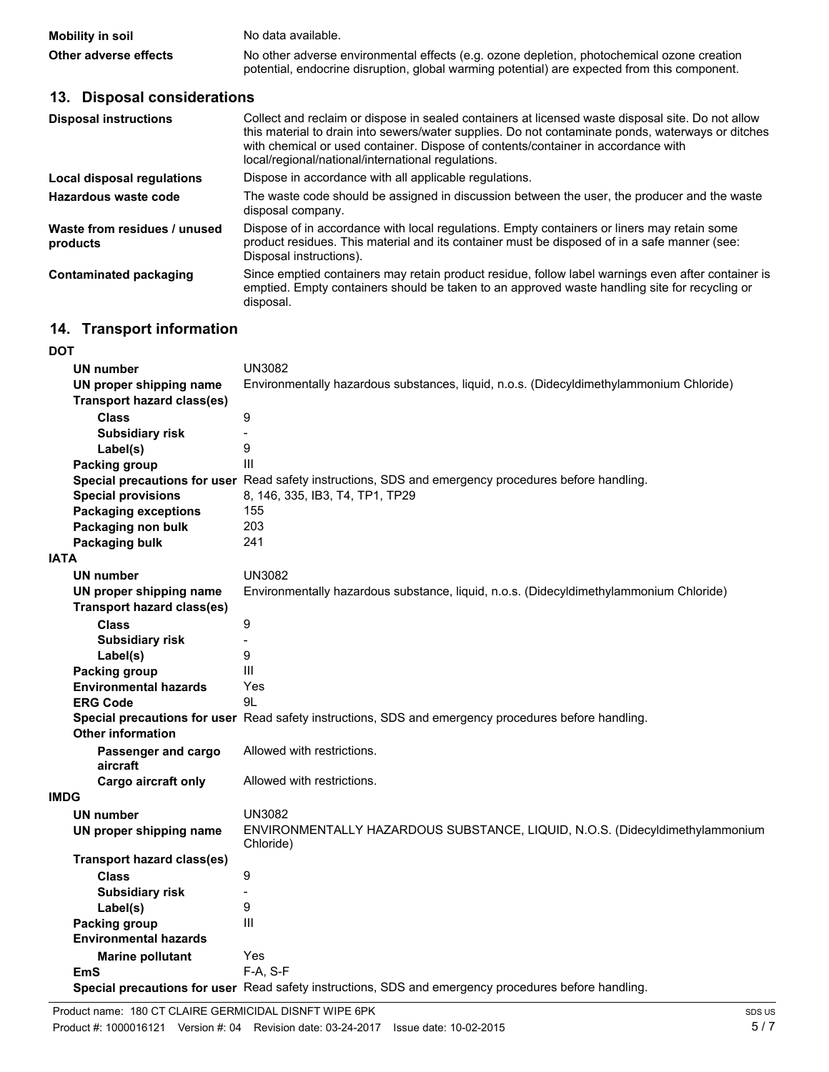| | |
|---|---|
| **Mobility in soil** | No data available. |
| **Other adverse effects** | No other adverse environmental effects (e.g. ozone depletion, photochemical ozone creation potential, endocrine disruption, global warming potential) are expected from this component. |

## 13. Disposal considerations

| | |
|---|---|
| **Disposal instructions** | Collect and reclaim or dispose in sealed containers at licensed waste disposal site. Do not allow this material to drain into sewers/water supplies. Do not contaminate ponds, waterways or ditches with chemical or used container. Dispose of contents/container in accordance with local/regional/national/international regulations. |
| **Local disposal regulations** | Dispose in accordance with all applicable regulations. |
| **Hazardous waste code** | The waste code should be assigned in discussion between the user, the producer and the waste disposal company. |
| **Waste from residues / unused products** | Dispose of in accordance with local regulations. Empty containers or liners may retain some product residues. This material and its container must be disposed of in a safe manner (see: Disposal instructions). |
| **Contaminated packaging** | Since emptied containers may retain product residue, follow label warnings even after container is emptied. Empty containers should be taken to an approved waste handling site for recycling or disposal. |

## 14. Transport information

**DOT**

| | |
|---|---|
| **UN number** | UN3082 |
| **UN proper shipping name** | Environmentally hazardous substances, liquid, n.o.s. (Didecyldimethylammonium Chloride) |
| **Transport hazard class(es)** | |
| **Class** | 9 |
| **Subsidiary risk** | - |
| **Label(s)** | 9 |
| **Packing group** | III |
| **Special precautions for user** | Read safety instructions, SDS and emergency procedures before handling. |
| **Special provisions** | 8, 146, 335, IB3, T4, TP1, TP29 |
| **Packaging exceptions** | 155 |
| **Packaging non bulk** | 203 |
| **Packaging bulk** | 241 |

**IATA**

| | |
|---|---|
| **UN number** | UN3082 |
| **UN proper shipping name** | Environmentally hazardous substance, liquid, n.o.s. (Didecyldimethylammonium Chloride) |
| **Transport hazard class(es)** | |
| **Class** | 9 |
| **Subsidiary risk** | - |
| **Label(s)** | 9 |
| **Packing group** | III |
| **Environmental hazards** | Yes |
| **ERG Code** | 9L |
| **Special precautions for user** | Read safety instructions, SDS and emergency procedures before handling. |
| **Other information** | |
| **Passenger and cargo aircraft** | Allowed with restrictions. |
| **Cargo aircraft only** | Allowed with restrictions. |

**IMDG**

| | |
|---|---|
| **UN number** | UN3082 |
| **UN proper shipping name** | ENVIRONMENTALLY HAZARDOUS SUBSTANCE, LIQUID, N.O.S. (Didecyldimethylammonium Chloride) |
| **Transport hazard class(es)** | |
| **Class** | 9 |
| **Subsidiary risk** | - |
| **Label(s)** | 9 |
| **Packing group** | III |
| **Environmental hazards** | |
| **Marine pollutant** | Yes |
| **EmS** | F-A, S-F |
| **Special precautions for user** | Read safety instructions, SDS and emergency procedures before handling. |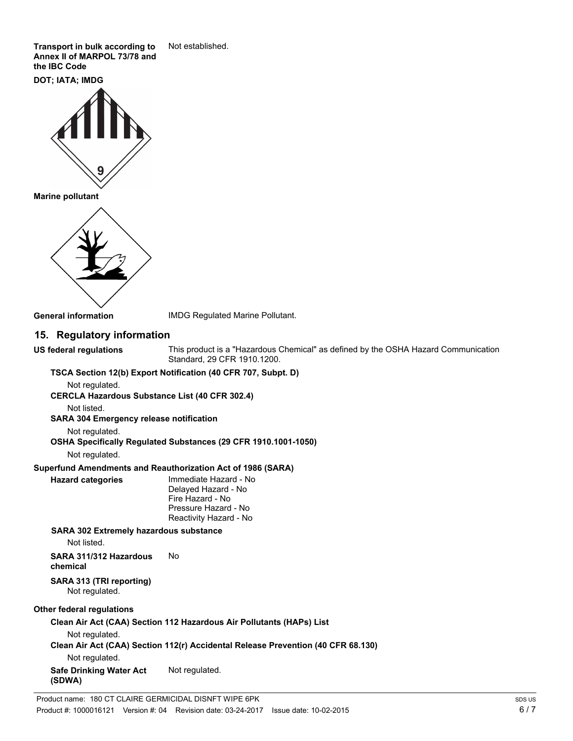**Transport in bulk according to Annex II of MARPOL 73/78 and the IBC Code**: Not established.

**DOT; IATA; IMDG**

**Marine pollutant**

**General information**: IMDG Regulated Marine Pollutant.

## 15. Regulatory information

**US federal regulations**: This product is a "Hazardous Chemical" as defined by the OSHA Hazard Communication Standard, 29 CFR 1910.1200.

**TSCA Section 12(b) Export Notification (40 CFR 707, Subpt. D)**

Not regulated.

**CERCLA Hazardous Substance List (40 CFR 302.4)**

Not listed.

**SARA 304 Emergency release notification**

Not regulated.

**OSHA Specifically Regulated Substances (29 CFR 1910.1001-1050)**

Not regulated.

**Superfund Amendments and Reauthorization Act of 1986 (SARA)**

**Hazard categories**:
Immediate Hazard - No
Delayed Hazard - No
Fire Hazard - No
Pressure Hazard - No
Reactivity Hazard - No

**SARA 302 Extremely hazardous substance**

Not listed.

**SARA 311/312 Hazardous chemical**: No

**SARA 313 (TRI reporting)**

Not regulated.

**Other federal regulations**

**Clean Air Act (CAA) Section 112 Hazardous Air Pollutants (HAPs) List**

Not regulated.

**Clean Air Act (CAA) Section 112(r) Accidental Release Prevention (40 CFR 68.130)**

Not regulated.

**Safe Drinking Water Act (SDWA)**: Not regulated.

Product name: 180 CT CLAIRE GERMICIDAL DISNFT WIPE 6PK

Product #: 1000016121 Version #: 04 Revision date: 03-24-2017 Issue date: 10-02-2015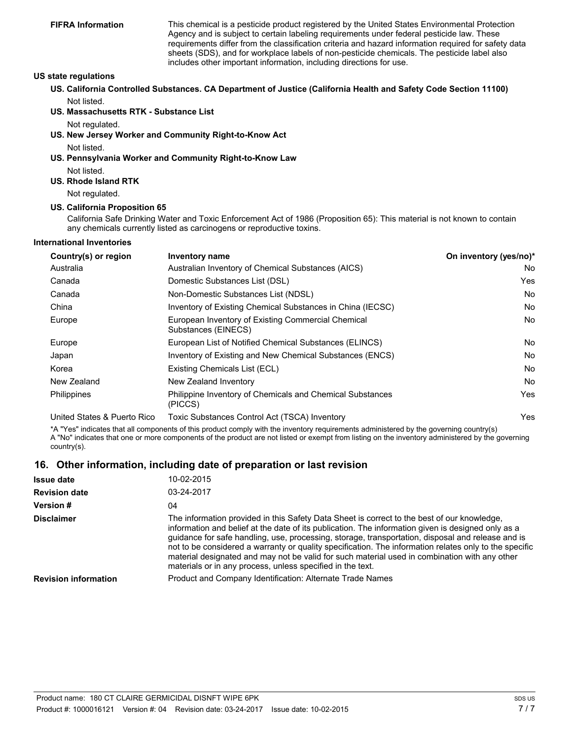**FIFRA Information** This chemical is a pesticide product registered by the United States Environmental Protection Agency and is subject to certain labeling requirements under federal pesticide law. These requirements differ from the classification criteria and hazard information required for safety data sheets (SDS), and for workplace labels of non-pesticide chemicals. The pesticide label also includes other important information, including directions for use.

**US state regulations**

**US. California Controlled Substances. CA Department of Justice (California Health and Safety Code Section 11100)**

Not listed.

**US. Massachusetts RTK - Substance List**

Not regulated.

**US. New Jersey Worker and Community Right-to-Know Act**

Not listed.

**US. Pennsylvania Worker and Community Right-to-Know Law**

Not listed.

**US. Rhode Island RTK**

Not regulated.

**US. California Proposition 65**

California Safe Drinking Water and Toxic Enforcement Act of 1986 (Proposition 65): This material is not known to contain any chemicals currently listed as carcinogens or reproductive toxins.

**International Inventories**

| Country(s) or region | Inventory name | On inventory (yes/no)* |
|---|---|---|
| Australia | Australian Inventory of Chemical Substances (AICS) | No |
| Canada | Domestic Substances List (DSL) | Yes |
| Canada | Non-Domestic Substances List (NDSL) | No |
| China | Inventory of Existing Chemical Substances in China (IECSC) | No |
| Europe | European Inventory of Existing Commercial Chemical Substances (EINECS) | No |
| Europe | European List of Notified Chemical Substances (ELINCS) | No |
| Japan | Inventory of Existing and New Chemical Substances (ENCS) | No |
| Korea | Existing Chemicals List (ECL) | No |
| New Zealand | New Zealand Inventory | No |
| Philippines | Philippine Inventory of Chemicals and Chemical Substances (PICCS) | Yes |
| United States & Puerto Rico | Toxic Substances Control Act (TSCA) Inventory | Yes |

*A "Yes" indicates that all components of this product comply with the inventory requirements administered by the governing country(s)
A "No" indicates that one or more components of the product are not listed or exempt from listing on the inventory administered by the governing country(s).

## 16. Other information, including date of preparation or last revision

**Issue date** 10-02-2015

**Revision date** 03-24-2017

**Version #** 04

**Disclaimer** The information provided in this Safety Data Sheet is correct to the best of our knowledge, information and belief at the date of its publication. The information given is designed only as a guidance for safe handling, use, processing, storage, transportation, disposal and release and is not to be considered a warranty or quality specification. The information relates only to the specific material designated and may not be valid for such material used in combination with any other materials or in any process, unless specified in the text.

**Revision information** Product and Company Identification: Alternate Trade Names

Product name: 180 CT CLAIRE GERMICIDAL DISNFT WIPE 6PK
Product #: 1000016121 Version #: 04 Revision date: 03-24-2017 Issue date: 10-02-2015